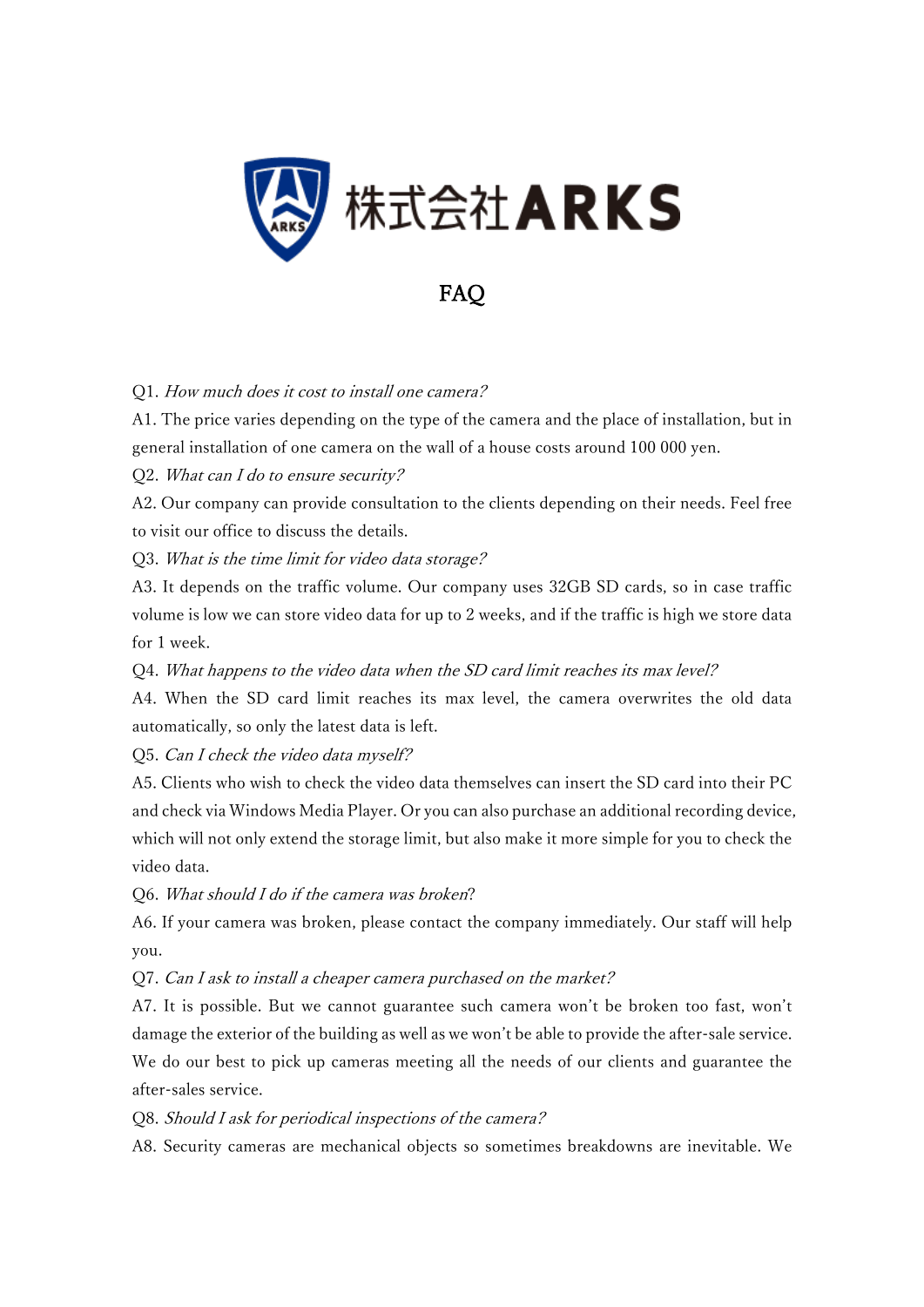株式会社ARKS

# FAQ

Q1. *How much does it cost to install one camera?*

A1. The price varies depending on the type of the camera and the place of installation, but in general installation of one camera on the wall of a house costs around 100 000 yen.

Q2. *What can I do to ensure security?*

A2. Our company can provide consultation to the clients depending on their needs. Feel free to visit our office to discuss the details.

Q3. *What is the time limit for video data storage?*

A3. It depends on the traffic volume. Our company uses 32GB SD cards, so in case traffic volume is low we can store video data for up to 2 weeks, and if the traffic is high we store data for 1 week.

Q4. *What happens to the video data when the SD card limit reaches its max level?*

A4. When the SD card limit reaches its max level, the camera overwrites the old data automatically, so only the latest data is left.

Q5. *Can I check the video data myself?*

A5. Clients who wish to check the video data themselves can insert the SD card into their PC and check via Windows Media Player. Or you can also purchase an additional recording device, which will not only extend the storage limit, but also make it more simple for you to check the video data.

Q6. *What should I do if the camera was broken*?

A6. If your camera was broken, please contact the company immediately. Our staff will help you.

Q7. *Can I ask to install a cheaper camera purchased on the market?*

A7. It is possible. But we cannot guarantee such camera won't be broken too fast, won't damage the exterior of the building as well as we won't be able to provide the after-sale service. We do our best to pick up cameras meeting all the needs of our clients and guarantee the after-sales service.

Q8. *Should I ask for periodical inspections of the camera?*

A8. Security cameras are mechanical objects so sometimes breakdowns are inevitable. We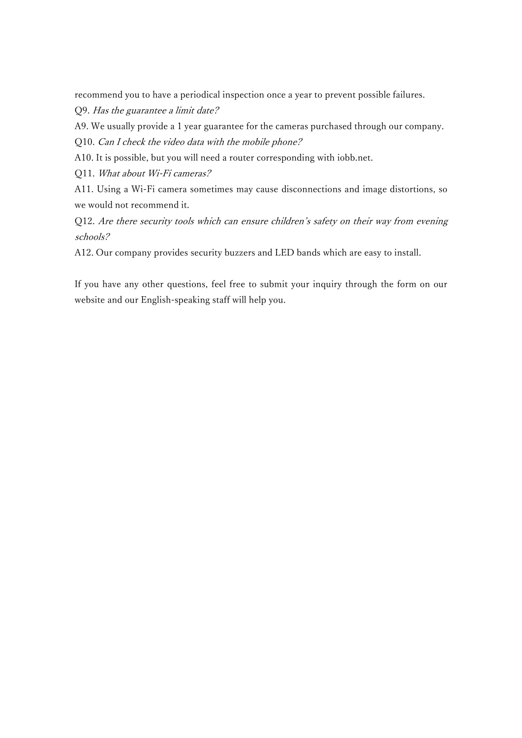recommend you to have a periodical inspection once a year to prevent possible failures.

Q9. *Has the guarantee a limit date?*

A9. We usually provide a 1 year guarantee for the cameras purchased through our company.

Q10. *Can I check the video data with the mobile phone?*

A10. It is possible, but you will need a router corresponding with iobb.net.

Q11. *What about Wi-Fi cameras?*

A11. Using a Wi-Fi camera sometimes may cause disconnections and image distortions, so we would not recommend it.

Q12. *Are there security tools which can ensure children's safety on their way from evening schools?*

A12. Our company provides security buzzers and LED bands which are easy to install.

If you have any other questions, feel free to submit your inquiry through the form on our website and our English-speaking staff will help you.